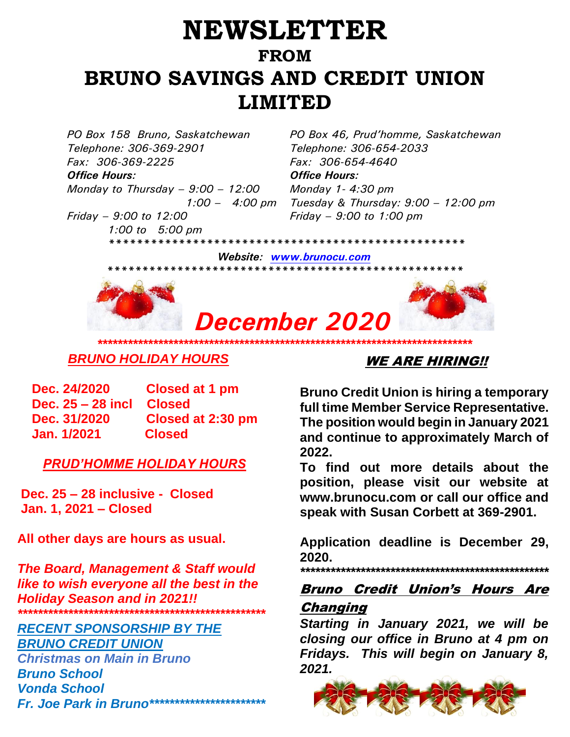# NEWSLETTER

## FROM

# BRUNO SAVINGS AND CREDIT UNION LIMITED

*PO Box 158 Bruno, Saskatchewan*
*Telephone: 306-369-2901*
*Fax: 306-369-2225*
***Office Hours:***
*Monday to Thursday – 9:00 – 12:00*
*1:00 – 4:00 pm*
*Friday – 9:00 to 12:00*
*1:00 to 5:00 pm*

*PO Box 46, Prud'homme, Saskatchewan*
*Telephone: 306-654-2033*
*Fax: 306-654-4640*
***Office Hours:***
*Monday 1- 4:30 pm*
*Tuesday & Thursday: 9:00 – 12:00 pm*
*Friday – 9:00 to 1:00 pm*

***************************************************

***Website: [www.brunocu.com](http://www.brunocu.com)***

***************************************************

## *December 2020*

*****************************************************************************

### ***BRUNO HOLIDAY HOURS***

**Dec. 24/2020 Closed at 1 pm**
**Dec. 25 – 28 incl Closed**
**Dec. 31/2020 Closed at 2:30 pm**
**Jan. 1/2021 Closed**

### ***PRUD'HOMME HOLIDAY HOURS***

**Dec. 25 – 28 inclusive - Closed**
**Jan. 1, 2021 – Closed**

**All other days are hours as usual.**

***The Board, Management & Staff would like to wish everyone all the best in the Holiday Season and in 2021!!***

***************************************************

### ***RECENT SPONSORSHIP BY THE BRUNO CREDIT UNION***

***Christmas on Main in Bruno***
***Bruno School***
***Vonda School***
***Fr. Joe Park in Bruno*****************************

### ***WE ARE HIRING!!***

**Bruno Credit Union is hiring a temporary full time Member Service Representative. The position would begin in January 2021 and continue to approximately March of 2022.**

**To find out more details about the position, please visit our website at www.brunocu.com or call our office and speak with Susan Corbett at 369-2901.**

**Application deadline is December 29, 2020.**

***************************************************

### ***Bruno Credit Union's Hours Are Changing***

***Starting in January 2021, we will be closing our office in Bruno at 4 pm on Fridays. This will begin on January 8, 2021.***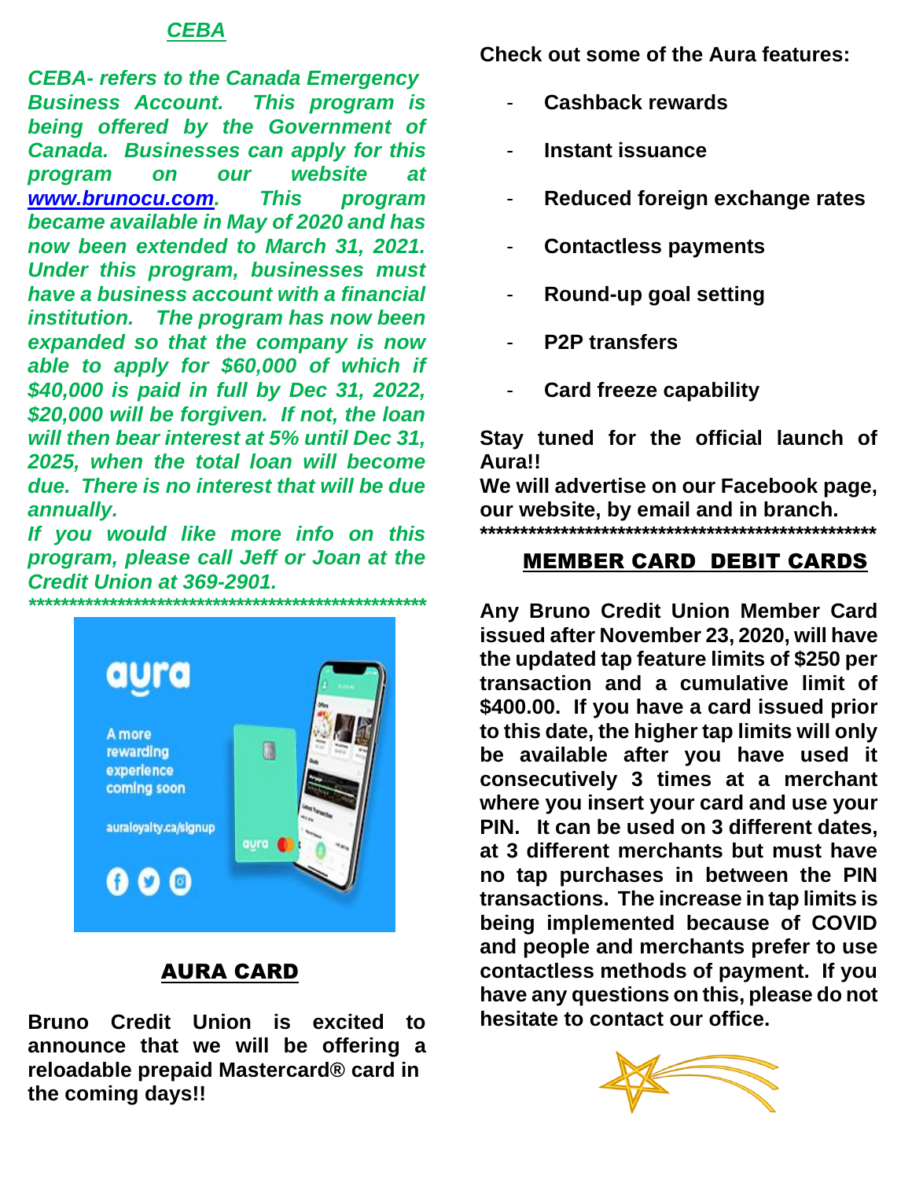## *CEBA*

***CEBA- refers to the Canada Emergency Business Account. This program is being offered by the Government of Canada. Businesses can apply for this program on our website at [www.brunocu.com](http://www.brunocu.com). This program became available in May of 2020 and has now been extended to March 31, 2021. Under this program, businesses must have a business account with a financial institution. The program has now been expanded so that the company is now able to apply for $60,000 of which if $40,000 is paid in full by Dec 31, 2022, $20,000 will be forgiven. If not, the loan will then bear interest at 5% until Dec 31, 2025, when the total loan will become due. There is no interest that will be due annually.***

***If you would like more info on this program, please call Jeff or Joan at the Credit Union at 369-2901.***

*****************************************************

## AURA CARD

**Bruno Credit Union is excited to announce that we will be offering a reloadable prepaid Mastercard® card in the coming days!!**

**Check out some of the Aura features:**

- **Cashback rewards**
- **Instant issuance**
- **Reduced foreign exchange rates**
- **Contactless payments**
- **Round-up goal setting**
- **P2P transfers**
- **Card freeze capability**

**Stay tuned for the official launch of Aura!!**
**We will advertise on our Facebook page, our website, by email and in branch.**

*****************************************************

## MEMBER CARD DEBIT CARDS

**Any Bruno Credit Union Member Card issued after November 23, 2020, will have the updated tap feature limits of $250 per transaction and a cumulative limit of $400.00. If you have a card issued prior to this date, the higher tap limits will only be available after you have used it consecutively 3 times at a merchant where you insert your card and use your PIN. It can be used on 3 different dates, at 3 different merchants but must have no tap purchases in between the PIN transactions. The increase in tap limits is being implemented because of COVID and people and merchants prefer to use contactless methods of payment. If you have any questions on this, please do not hesitate to contact our office.**